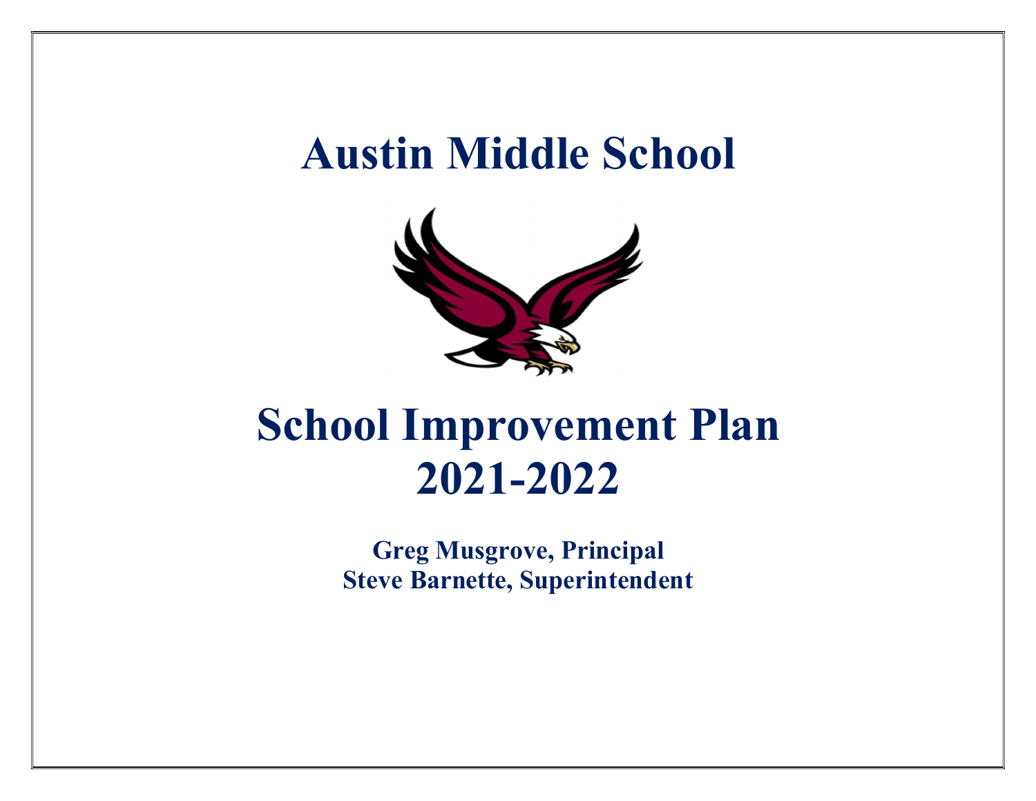# Austin Middle School

# School Improvement Plan 2021-2022

**Greg Musgrove, Principal**
**Steve Barnette, Superintendent**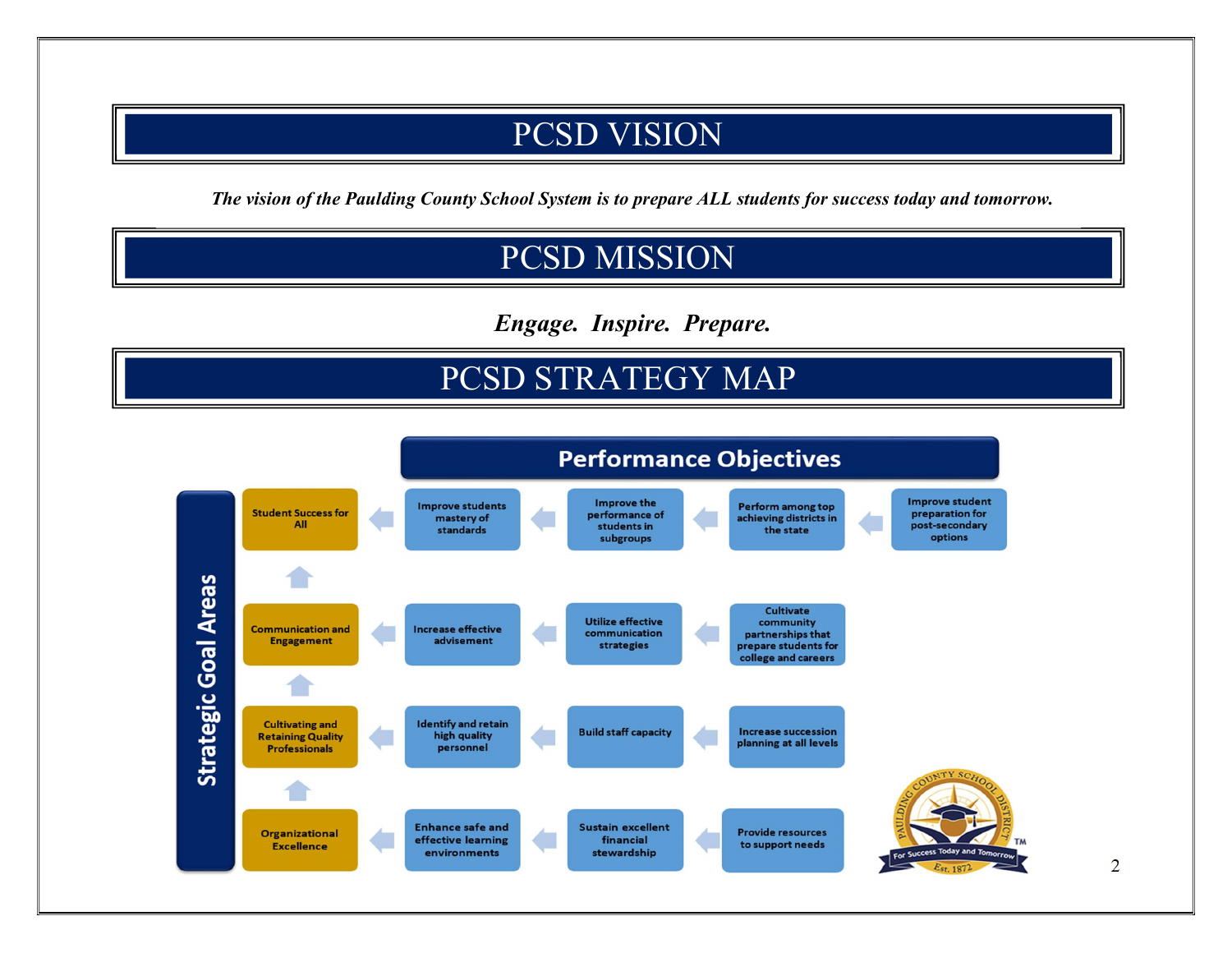# PCSD VISION

***The vision of the Paulding County School System is to prepare ALL students for success today and tomorrow.***

# PCSD MISSION

***Engage. Inspire. Prepare.***

# PCSD STRATEGY MAP

## Performance Objectives

| Strategic Goal Areas | | | | |
|---|---|---|---|---|
| Student Success for All | Improve students mastery of standards | Improve the performance of students in subgroups | Perform among top achieving districts in the state | Improve student preparation for post-secondary options |
| Communication and Engagement | Increase effective advisement | Utilize effective communication strategies | Cultivate community partnerships that prepare students for college and careers | |
| Cultivating and Retaining Quality Professionals | Identify and retain high quality personnel | Build staff capacity | Increase succession planning at all levels | |
| Organizational Excellence | Enhance safe and effective learning environments | Sustain excellent financial stewardship | Provide resources to support needs | |

Paulding County School District — For Success Today and Tomorrow™ — Est. 1872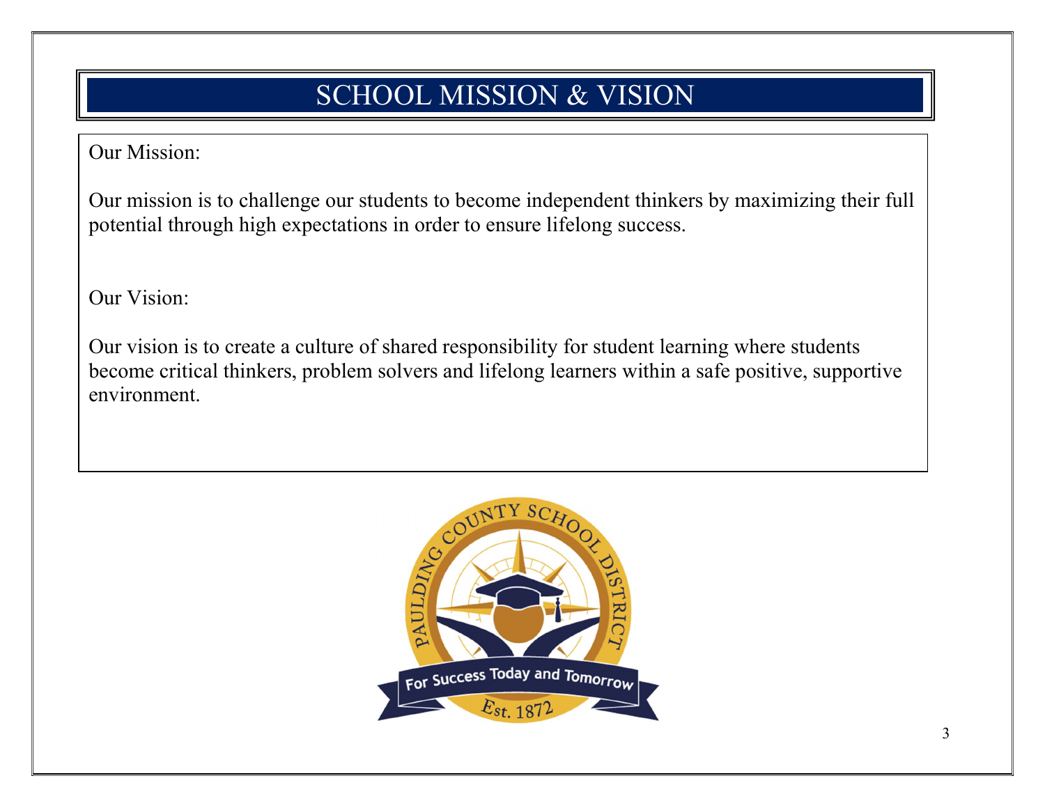# SCHOOL MISSION & VISION

Our Mission:

Our mission is to challenge our students to become independent thinkers by maximizing their full potential through high expectations in order to ensure lifelong success.

Our Vision:

Our vision is to create a culture of shared responsibility for student learning where students become critical thinkers, problem solvers and lifelong learners within a safe positive, supportive environment.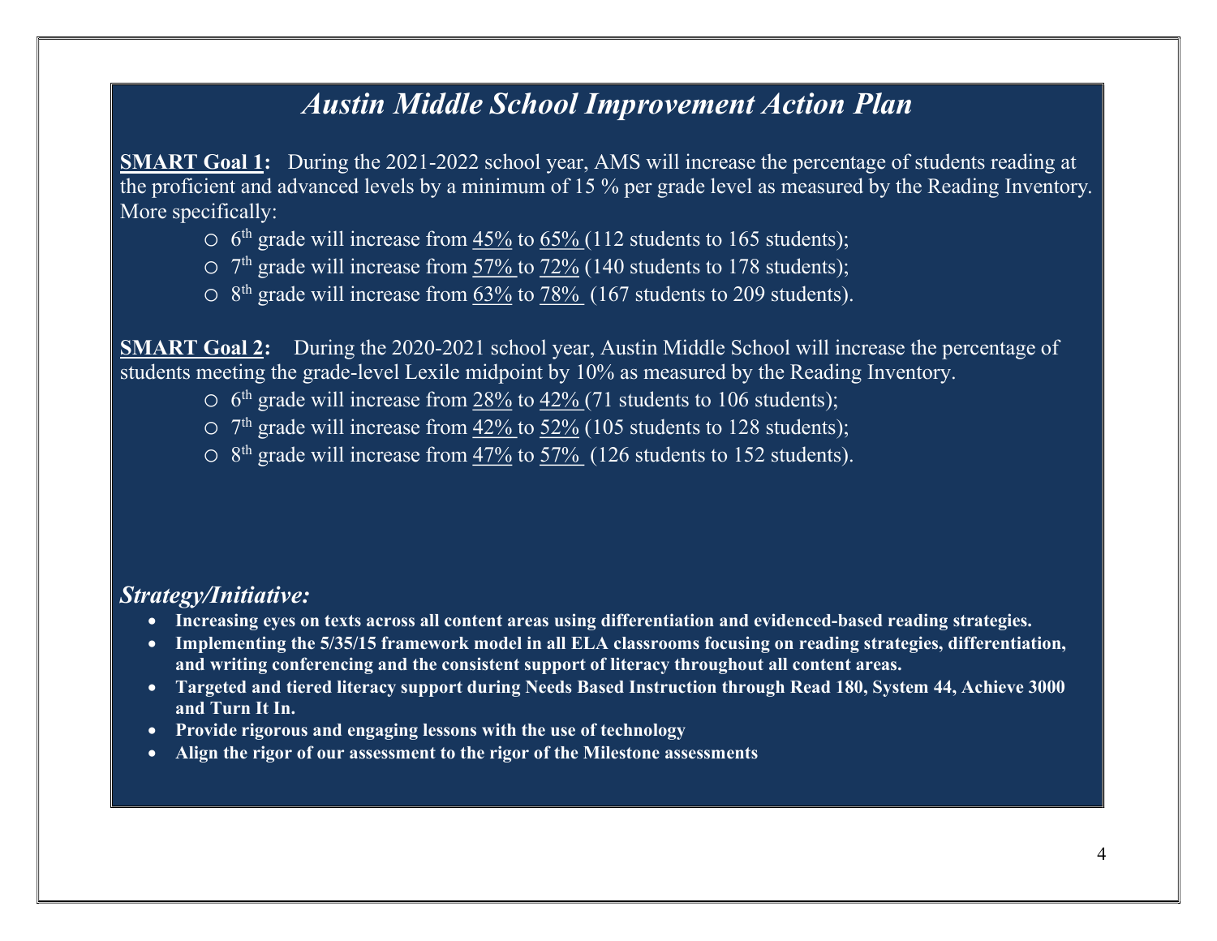# *Austin Middle School Improvement Action Plan*

**SMART Goal 1:** During the 2021-2022 school year, AMS will increase the percentage of students reading at the proficient and advanced levels by a minimum of 15 % per grade level as measured by the Reading Inventory. More specifically:

- 6th grade will increase from 45% to 65% (112 students to 165 students);
- 7th grade will increase from 57% to 72% (140 students to 178 students);
- 8th grade will increase from 63% to 78% (167 students to 209 students).

**SMART Goal 2:** During the 2020-2021 school year, Austin Middle School will increase the percentage of students meeting the grade-level Lexile midpoint by 10% as measured by the Reading Inventory.

- 6th grade will increase from 28% to 42% (71 students to 106 students);
- 7th grade will increase from 42% to 52% (105 students to 128 students);
- 8th grade will increase from 47% to 57% (126 students to 152 students).

### *Strategy/Initiative:*

- **Increasing eyes on texts across all content areas using differentiation and evidenced-based reading strategies.**
- **Implementing the 5/35/15 framework model in all ELA classrooms focusing on reading strategies, differentiation, and writing conferencing and the consistent support of literacy throughout all content areas.**
- **Targeted and tiered literacy support during Needs Based Instruction through Read 180, System 44, Achieve 3000 and Turn It In.**
- **Provide rigorous and engaging lessons with the use of technology**
- **Align the rigor of our assessment to the rigor of the Milestone assessments**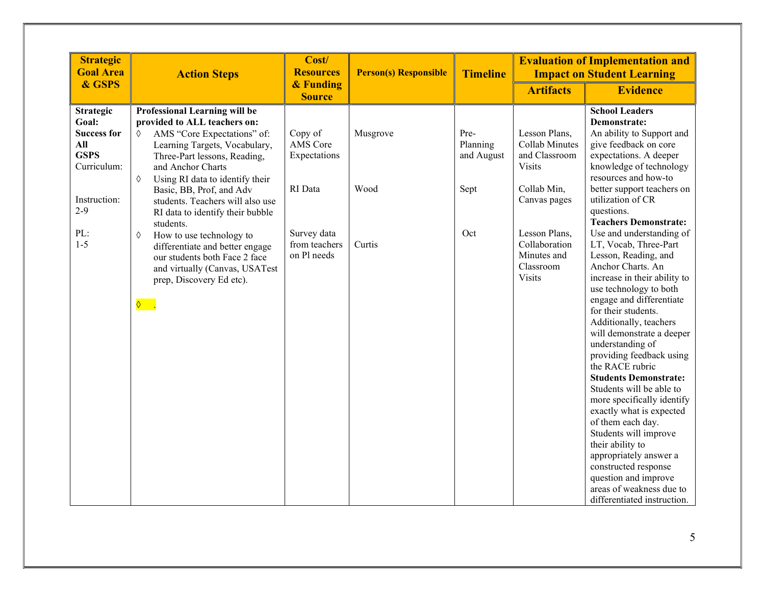| Strategic Goal Area & GSPS | Action Steps | Cost/ Resources & Funding Source | Person(s) Responsible | Timeline | Evaluation of Implementation and Impact on Student Learning | |
|---|---|---|---|---|---|---|
| | | | | | **Artifacts** | **Evidence** |
| **Strategic Goal: Success for All** <br> **GSPS** Curriculum: <br><br> Instruction: 2-9 <br><br> PL: 1-5 | **Professional Learning will be provided to ALL teachers on:** <br> ◊ AMS "Core Expectations" of: Learning Targets, Vocabulary, Three-Part lessons, Reading, and Anchor Charts <br> ◊ Using RI data to identify their Basic, BB, Prof, and Adv students. Teachers will also use RI data to identify their bubble students. <br> ◊ How to use technology to differentiate and better engage our students both Face 2 face and virtually (Canvas, USATest prep, Discovery Ed etc). <br><br> ◊ . | Copy of AMS Core Expectations <br><br> RI Data <br><br> Survey data from teachers on Pl needs | Musgrove <br><br> Wood <br><br> Curtis | Pre-Planning and August <br><br> Sept <br><br> Oct | Lesson Plans, Collab Minutes and Classroom Visits <br><br> Collab Min, Canvas pages <br><br> Lesson Plans, Collaboration Minutes and Classroom Visits | **School Leaders Demonstrate:** An ability to Support and give feedback on core expectations. A deeper knowledge of technology resources and how-to better support teachers on utilization of CR questions. <br> **Teachers Demonstrate:** Use and understanding of LT, Vocab, Three-Part Lesson, Reading, and Anchor Charts. An increase in their ability to use technology to both engage and differentiate for their students. Additionally, teachers will demonstrate a deeper understanding of providing feedback using the RACE rubric <br> **Students Demonstrate:** Students will be able to more specifically identify exactly what is expected of them each day. Students will improve their ability to appropriately answer a constructed response question and improve areas of weakness due to differentiated instruction. |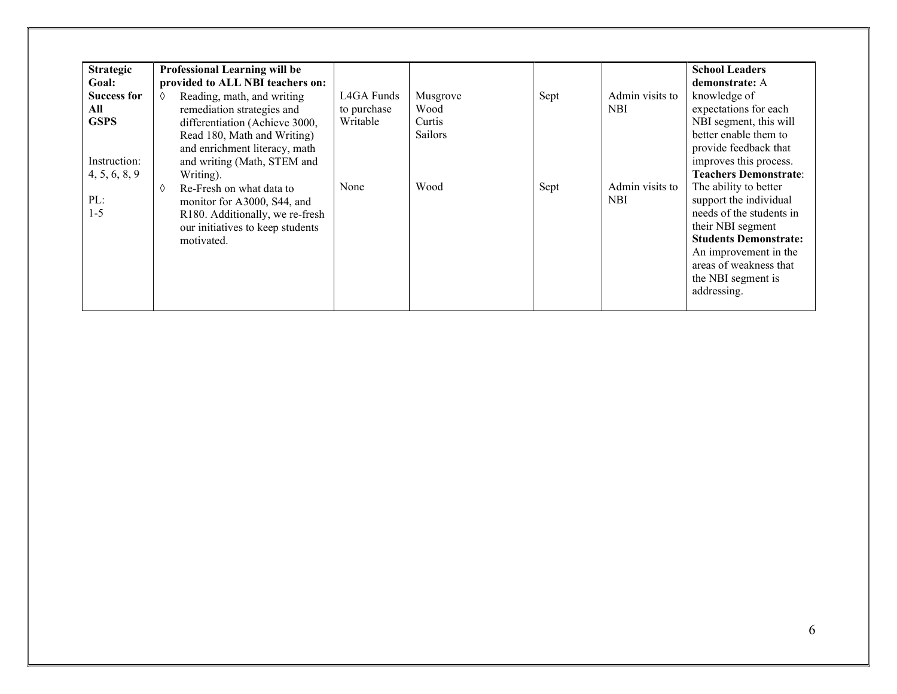| **Strategic Goal: Success for All GSPS**<br><br>Instruction: 4, 5, 6, 8, 9<br><br>PL: 1-5 | **Professional Learning will be provided to ALL NBI teachers on:**<br>◊ Reading, math, and writing remediation strategies and differentiation (Achieve 3000, Read 180, Math and Writing) and enrichment literacy, math and writing (Math, STEM and Writing).<br>◊ Re-Fresh on what data to monitor for A3000, S44, and R180. Additionally, we re-fresh our initiatives to keep students motivated. | L4GA Funds to purchase Writable<br><br><br><br>None | Musgrove<br>Wood<br>Curtis<br>Sailors<br><br>Wood | Sept<br><br><br><br><br>Sept | Admin visits to NBI<br><br><br><br>Admin visits to NBI | **School Leaders demonstrate:** A knowledge of expectations for each NBI segment, this will better enable them to provide feedback that improves this process.<br>**Teachers Demonstrate**: The ability to better support the individual needs of the students in their NBI segment<br>**Students Demonstrate:** An improvement in the areas of weakness that the NBI segment is addressing. |
|---|---|---|---|---|---|---|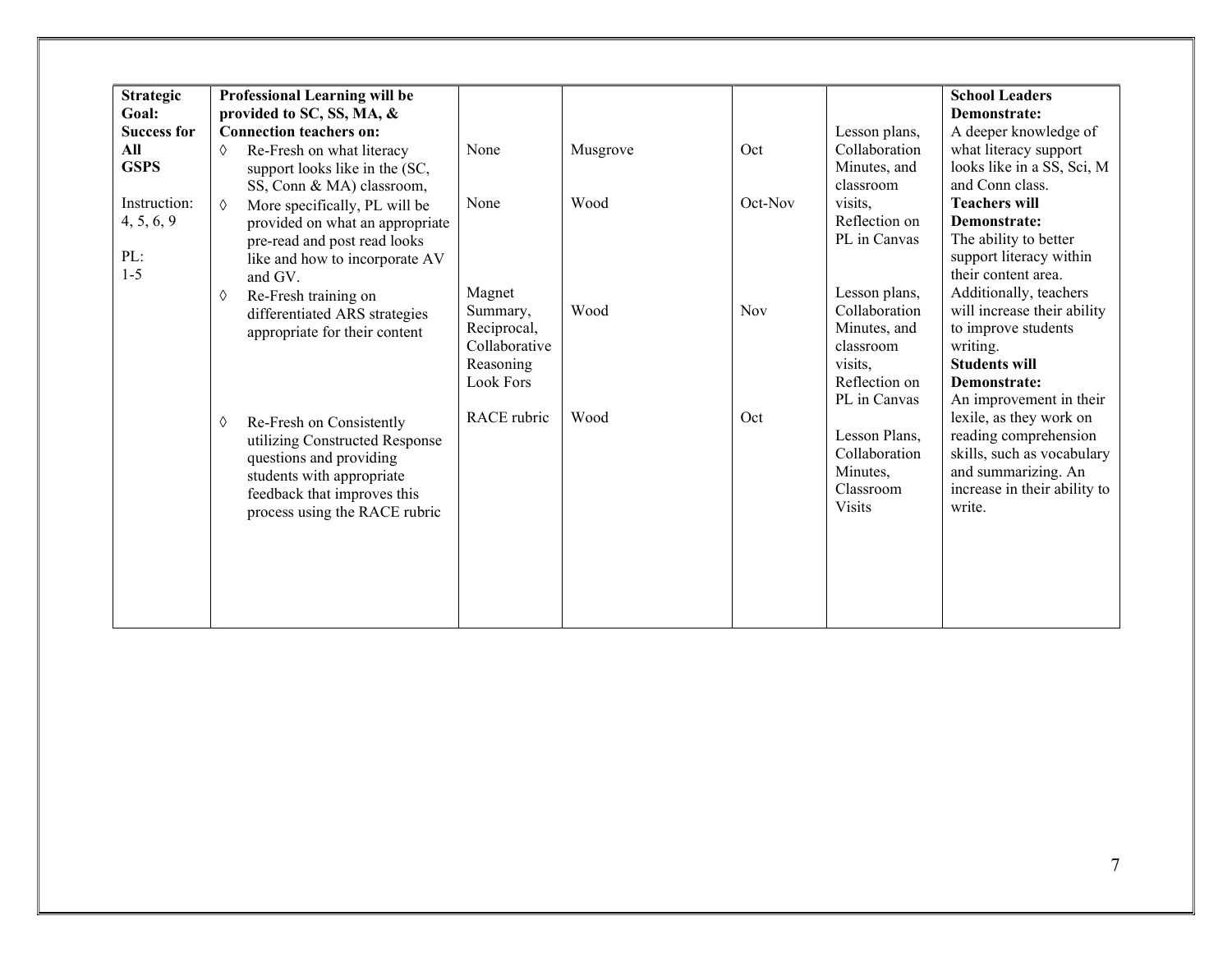| **Strategic Goal: Success for All GSPS**<br><br>Instruction: 4, 5, 6, 9<br><br>PL: 1-5 | **Professional Learning will be provided to SC, SS, MA, & Connection teachers on:** | | | | | **School Leaders Demonstrate:** A deeper knowledge of what literacy support looks like in a SS, Sci, M and Conn class.<br>**Teachers will Demonstrate:** The ability to better support literacy within their content area. Additionally, teachers will increase their ability to improve students writing.<br>**Students will Demonstrate:** An improvement in their lexile, as they work on reading comprehension skills, such as vocabulary and summarizing. An increase in their ability to write. |
|---|---|---|---|---|---|---|
| | ◊ Re-Fresh on what literacy support looks like in the (SC, SS, Conn & MA) classroom, | None | Musgrove | Oct | Lesson plans, Collaboration Minutes, and classroom visits, Reflection on PL in Canvas | |
| | ◊ More specifically, PL will be provided on what an appropriate pre-read and post read looks like and how to incorporate AV and GV. | None | Wood | Oct-Nov | | |
| | ◊ Re-Fresh training on differentiated ARS strategies appropriate for their content | Magnet Summary, Reciprocal, Collaborative Reasoning Look Fors | Wood | Nov | Lesson plans, Collaboration Minutes, and classroom visits, Reflection on PL in Canvas | |
| | ◊ Re-Fresh on Consistently utilizing Constructed Response questions and providing students with appropriate feedback that improves this process using the RACE rubric | RACE rubric | Wood | Oct | Lesson Plans, Collaboration Minutes, Classroom Visits | |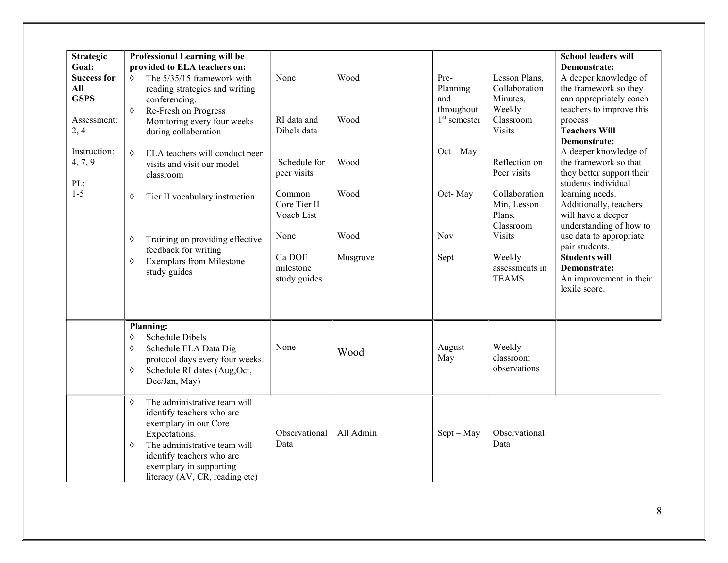| | | | | | | |
|---|---|---|---|---|---|---|
| **Strategic Goal: Success for All GSPS**<br><br>Assessment: 2, 4<br><br>Instruction: 4, 7, 9<br><br>PL: 1-5 | **Professional Learning will be provided to ELA teachers on:**<br>◊ The 5/35/15 framework with reading strategies and writing conferencing.<br>◊ Re-Fresh on Progress Monitoring every four weeks during collaboration<br><br>◊ ELA teachers will conduct peer visits and visit our model classroom<br><br>◊ Tier II vocabulary instruction<br><br>◊ Training on providing effective feedback for writing<br>◊ Exemplars from Milestone study guides | None<br><br>RI data and Dibels data<br><br>Schedule for peer visits<br><br>Common Core Tier II Voacb List<br><br>None<br><br>Ga DOE milestone study guides | Wood<br><br>Wood<br><br>Wood<br><br>Wood<br><br>Wood<br><br>Musgrove | Pre-Planning and throughout 1st semester<br><br>Oct – May<br><br>Oct- May<br><br>Nov<br><br>Sept | Lesson Plans, Collaboration Minutes, Weekly Classroom Visits<br><br>Reflection on Peer visits<br><br>Collaboration Min, Lesson Plans, Classroom Visits<br><br>Weekly assessments in TEAMS | **School leaders will Demonstrate:**<br>A deeper knowledge of the framework so they can appropriately coach teachers to improve this process<br>**Teachers Will Demonstrate:**<br>A deeper knowledge of the framework so that they better support their students individual learning needs. Additionally, teachers will have a deeper understanding of how to use data to appropriate pair students.<br>**Students will Demonstrate:**<br>An improvement in their lexile score. |
| | **Planning:**<br>◊ Schedule Dibels<br>◊ Schedule ELA Data Dig protocol days every four weeks.<br>◊ Schedule RI dates (Aug,Oct, Dec/Jan, May) | None | Wood | August-May | Weekly classroom observations | |
| | ◊ The administrative team will identify teachers who are exemplary in our Core Expectations.<br>◊ The administrative team will identify teachers who are exemplary in supporting literacy (AV, CR, reading etc) | Observational Data | All Admin | Sept – May | Observational Data | |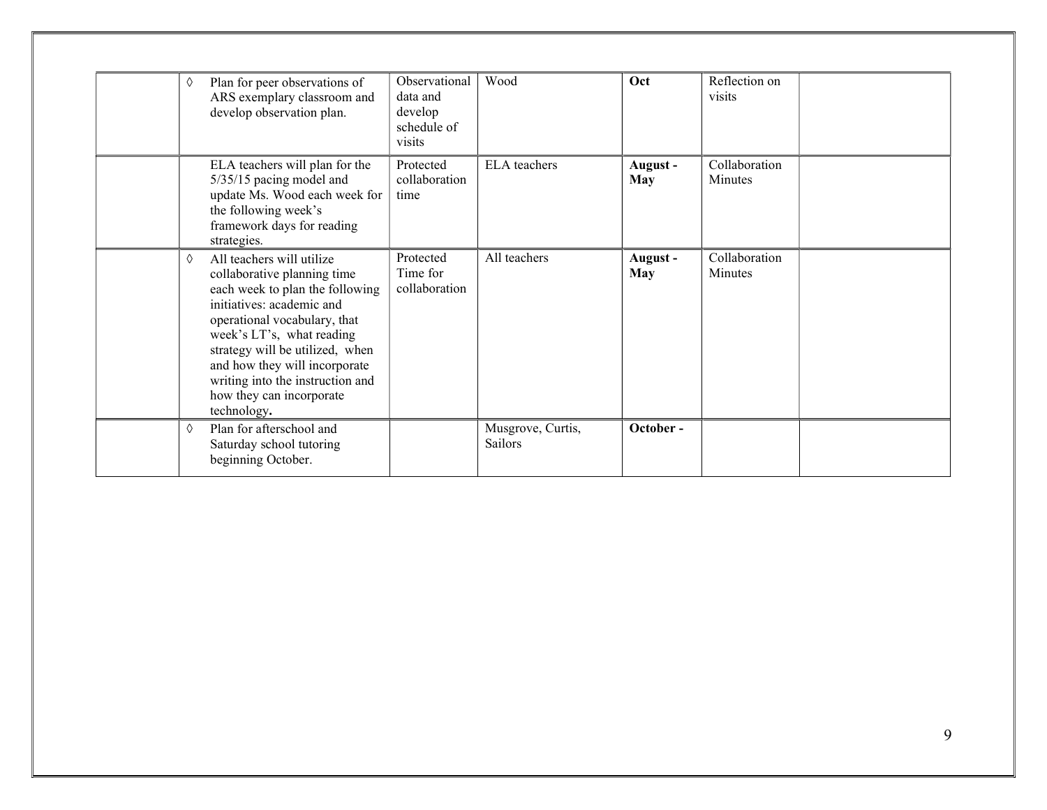| | | | | | | |
|---|---|---|---|---|---|---|
| | ◊ Plan for peer observations of ARS exemplary classroom and develop observation plan. | Observational data and develop schedule of visits | Wood | **Oct** | Reflection on visits | |
| | ELA teachers will plan for the 5/35/15 pacing model and update Ms. Wood each week for the following week's framework days for reading strategies. | Protected collaboration time | ELA teachers | **August - May** | Collaboration Minutes | |
| | ◊ All teachers will utilize collaborative planning time each week to plan the following initiatives: academic and operational vocabulary, that week's LT's, what reading strategy will be utilized, when and how they will incorporate writing into the instruction and how they can incorporate technology**.** | Protected Time for collaboration | All teachers | **August - May** | Collaboration Minutes | |
| | ◊ Plan for afterschool and Saturday school tutoring beginning October. | | Musgrove, Curtis, Sailors | **October -** | | |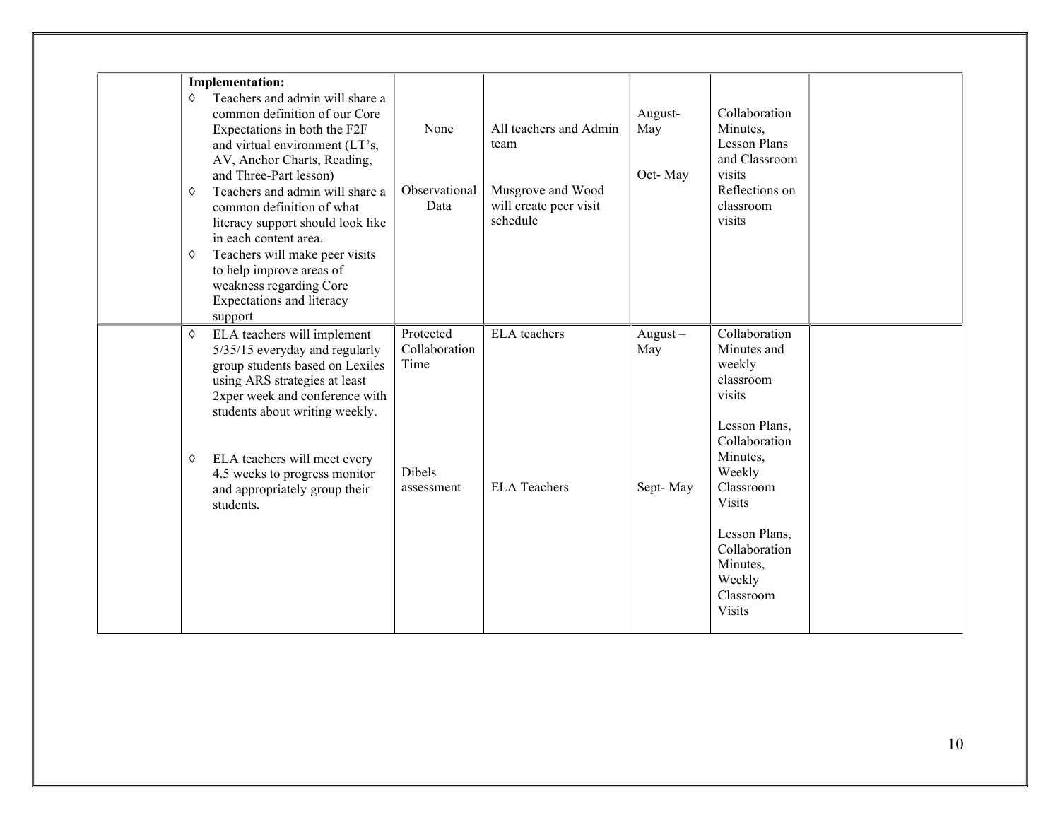| | | | | | | |
|---|---|---|---|---|---|---|
| | **Implementation:**<br>◊ Teachers and admin will share a common definition of our Core Expectations in both the F2F and virtual environment (LT's, AV, Anchor Charts, Reading, and Three-Part lesson)<br>◊ Teachers and admin will share a common definition of what literacy support should look like in each content area.<br>◊ Teachers will make peer visits to help improve areas of weakness regarding Core Expectations and literacy support | None<br><br>Observational Data | All teachers and Admin team<br><br>Musgrove and Wood will create peer visit schedule | August-May<br><br>Oct- May | Collaboration Minutes, Lesson Plans and Classroom visits<br>Reflections on classroom visits | |
| | ◊ ELA teachers will implement 5/35/15 everyday and regularly group students based on Lexiles using ARS strategies at least 2xper week and conference with students about writing weekly.<br><br>◊ ELA teachers will meet every 4.5 weeks to progress monitor and appropriately group their students. | Protected Collaboration Time<br><br>Dibels assessment | ELA teachers<br><br>ELA Teachers | August – May<br><br>Sept- May | Collaboration Minutes and weekly classroom visits<br><br>Lesson Plans, Collaboration Minutes, Weekly Classroom Visits<br><br>Lesson Plans, Collaboration Minutes, Weekly Classroom Visits | |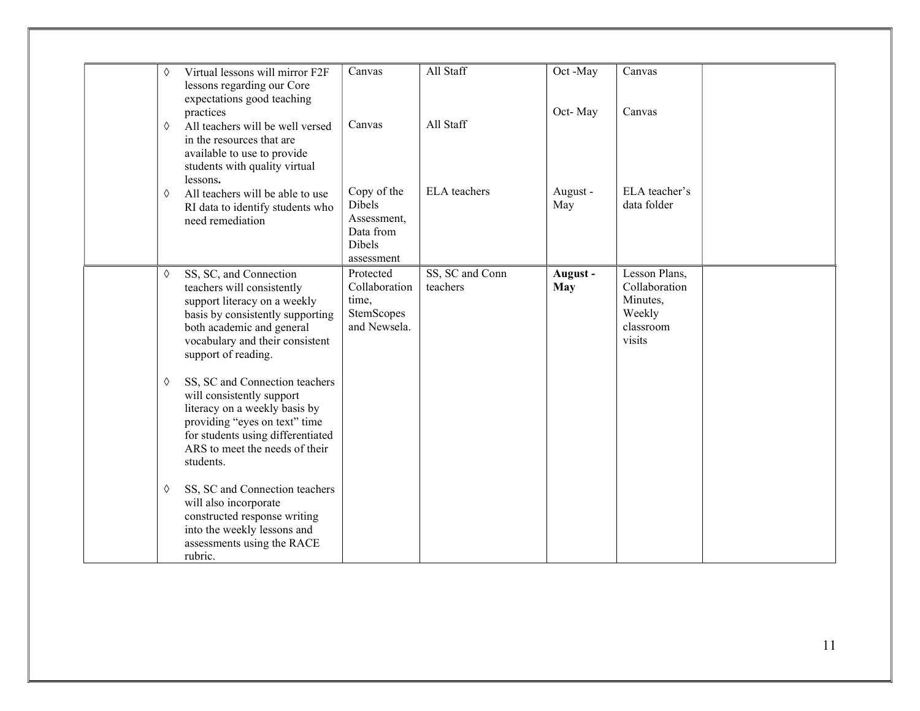| | | | | | | |
|---|---|---|---|---|---|---|
| | ◊ Virtual lessons will mirror F2F lessons regarding our Core expectations good teaching practices<br>◊ All teachers will be well versed in the resources that are available to use to provide students with quality virtual lessons.<br>◊ All teachers will be able to use RI data to identify students who need remediation | Canvas<br><br>Canvas<br><br>Copy of the Dibels Assessment, Data from Dibels assessment | All Staff<br><br>All Staff<br><br>ELA teachers | Oct -May<br><br>Oct- May<br><br>August - May | Canvas<br><br>Canvas<br><br>ELA teacher's data folder | |
| | ◊ SS, SC, and Connection teachers will consistently support literacy on a weekly basis by consistently supporting both academic and general vocabulary and their consistent support of reading.<br><br>◊ SS, SC and Connection teachers will consistently support literacy on a weekly basis by providing "eyes on text" time for students using differentiated ARS to meet the needs of their students.<br><br>◊ SS, SC and Connection teachers will also incorporate constructed response writing into the weekly lessons and assessments using the RACE rubric. | Protected Collaboration time, StemScopes and Newsela. | SS, SC and Conn teachers | **August - May** | Lesson Plans, Collaboration Minutes, Weekly classroom visits | |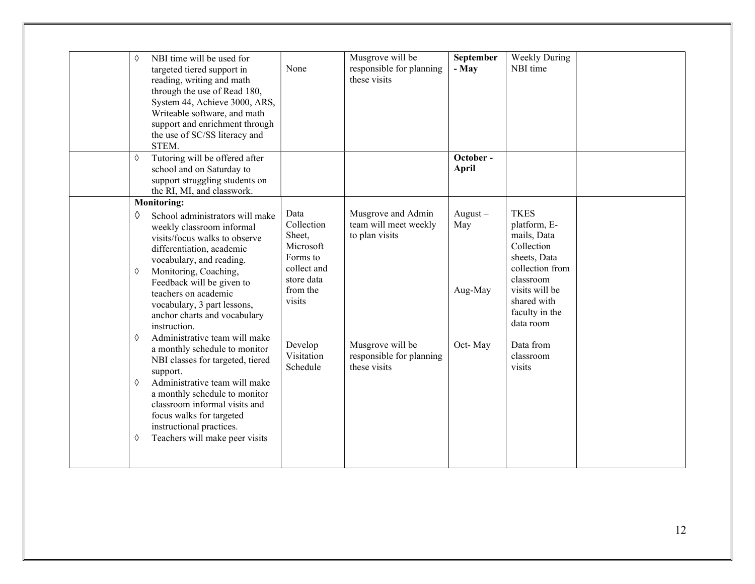| | | | | | | |
|---|---|---|---|---|---|---|
| | ◊ NBI time will be used for targeted tiered support in reading, writing and math through the use of Read 180, System 44, Achieve 3000, ARS, Writeable software, and math support and enrichment through the use of SC/SS literacy and STEM. | None | Musgrove will be responsible for planning these visits | **September - May** | Weekly During NBI time | |
| | ◊ Tutoring will be offered after school and on Saturday to support struggling students on the RI, MI, and classwork. | | | **October - April** | | |
| | **Monitoring:**<br>◊ School administrators will make weekly classroom informal visits/focus walks to observe differentiation, academic vocabulary, and reading.<br>◊ Monitoring, Coaching, Feedback will be given to teachers on academic vocabulary, 3 part lessons, anchor charts and vocabulary instruction.<br>◊ Administrative team will make a monthly schedule to monitor NBI classes for targeted, tiered support.<br>◊ Administrative team will make a monthly schedule to monitor classroom informal visits and focus walks for targeted instructional practices.<br>◊ Teachers will make peer visits | Data Collection Sheet, Microsoft Forms to collect and store data from the visits<br><br>Develop Visitation Schedule | Musgrove and Admin team will meet weekly to plan visits<br><br>Musgrove will be responsible for planning these visits | August – May<br><br>Aug-May<br><br>Oct- May | TKES platform, E-mails, Data Collection sheets, Data collection from classroom visits will be shared with faculty in the data room<br><br>Data from classroom visits | |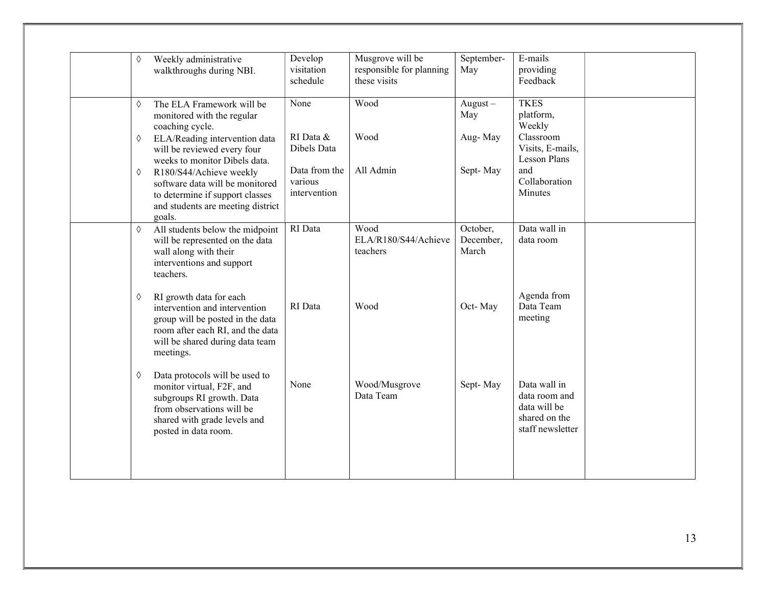| | | | | | | |
|---|---|---|---|---|---|---|
| | ◊ Weekly administrative walkthroughs during NBI. | Develop visitation schedule | Musgrove will be responsible for planning these visits | September-May | E-mails providing Feedback | |
| | ◊ The ELA Framework will be monitored with the regular coaching cycle.<br>◊ ELA/Reading intervention data will be reviewed every four weeks to monitor Dibels data.<br>◊ R180/S44/Achieve weekly software data will be monitored to determine if support classes and students are meeting district goals. | None<br><br>RI Data & Dibels Data<br><br>Data from the various intervention | Wood<br><br>Wood<br><br>All Admin | August – May<br><br>Aug- May<br><br>Sept- May | TKES platform, Weekly Classroom Visits, E-mails, Lesson Plans and Collaboration Minutes | |
| | ◊ All students below the midpoint will be represented on the data wall along with their interventions and support teachers.<br><br>◊ RI growth data for each intervention and intervention group will be posted in the data room after each RI, and the data will be shared during data team meetings.<br><br>◊ Data protocols will be used to monitor virtual, F2F, and subgroups RI growth. Data from observations will be shared with grade levels and posted in data room. | RI Data<br><br>RI Data<br><br>None | Wood ELA/R180/S44/Achieve teachers<br><br>Wood<br><br>Wood/Musgrove Data Team | October, December, March<br><br>Oct- May<br><br>Sept- May | Data wall in data room<br><br>Agenda from Data Team meeting<br><br>Data wall in data room and data will be shared on the staff newsletter | |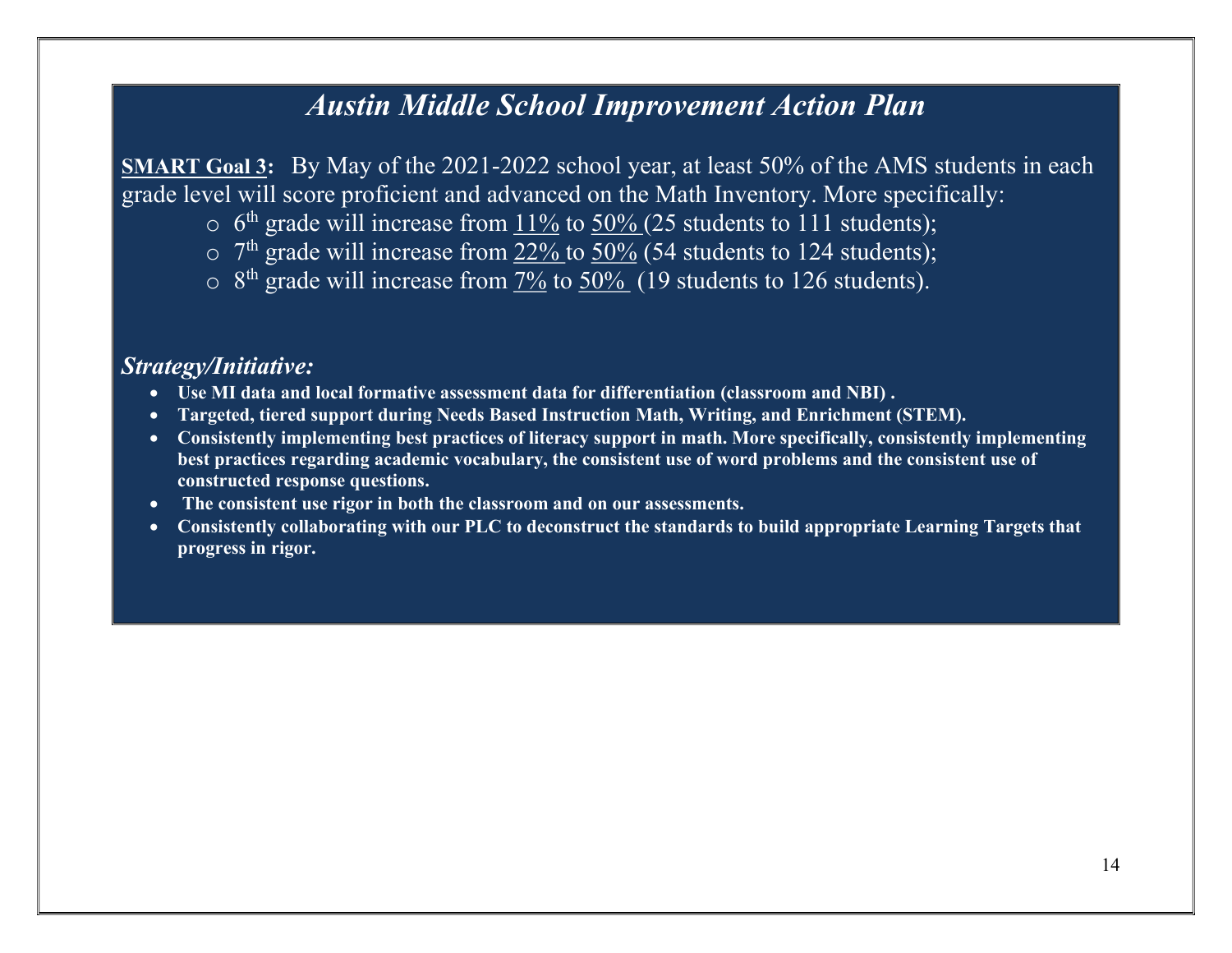# *Austin Middle School Improvement Action Plan*

**SMART Goal 3:** By May of the 2021-2022 school year, at least 50% of the AMS students in each grade level will score proficient and advanced on the Math Inventory. More specifically:

- 6th grade will increase from 11% to 50% (25 students to 111 students);
- 7th grade will increase from 22% to 50% (54 students to 124 students);
- 8th grade will increase from 7% to 50% (19 students to 126 students).

***Strategy/Initiative:***

- **Use MI data and local formative assessment data for differentiation (classroom and NBI) .**
- **Targeted, tiered support during Needs Based Instruction Math, Writing, and Enrichment (STEM).**
- **Consistently implementing best practices of literacy support in math. More specifically, consistently implementing best practices regarding academic vocabulary, the consistent use of word problems and the consistent use of constructed response questions.**
- **The consistent use rigor in both the classroom and on our assessments.**
- **Consistently collaborating with our PLC to deconstruct the standards to build appropriate Learning Targets that progress in rigor.**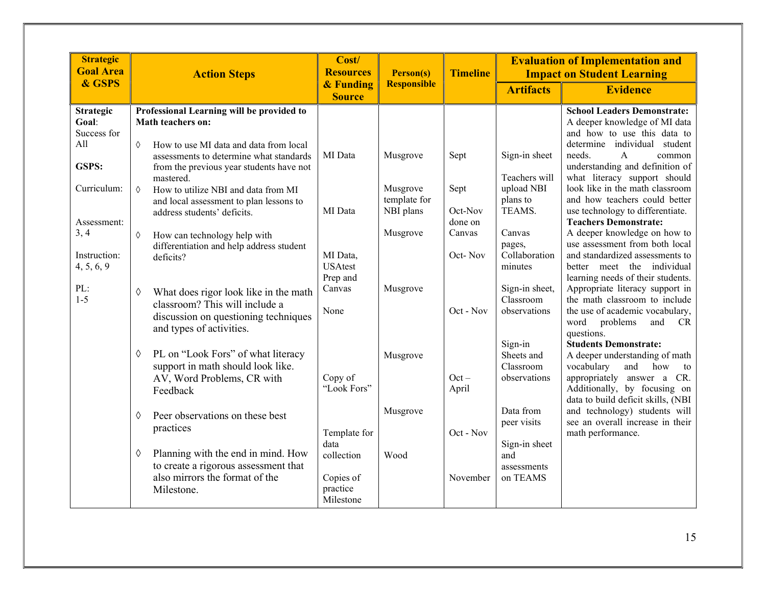| Strategic Goal Area & GSPS | Action Steps | Cost/ Resources & Funding Source | Person(s) Responsible | Timeline | Evaluation of Implementation and Impact on Student Learning | |
|---|---|---|---|---|---|---|
| | | | | | **Artifacts** | **Evidence** |
| **Strategic Goal**: Success for All<br><br>**GSPS:**<br><br>Curriculum:<br><br>Assessment: 3, 4<br><br>Instruction: 4, 5, 6, 9<br><br>PL: 1-5 | **Professional Learning will be provided to Math teachers on:**<br><br>◊ How to use MI data and data from local assessments to determine what standards from the previous year students have not mastered. | MI Data | Musgrove | Sept | Sign-in sheet | **School Leaders Demonstrate:** A deeper knowledge of MI data and how to use this data to determine individual student needs. A common understanding and definition of what literacy support should look like in the math classroom and how teachers could better use technology to differentiate.<br>**Teachers Demonstrate:** A deeper knowledge on how to use assessment from both local and standardized assessments to better meet the individual learning needs of their students. Appropriate literacy support in the math classroom to include the use of academic vocabulary, word problems and CR questions.<br>**Students Demonstrate:** A deeper understanding of math vocabulary and how to appropriately answer a CR. Additionally, by focusing on data to build deficit skills, (NBI and technology) students will see an overall increase in their math performance. |
| | ◊ How to utilize NBI and data from MI and local assessment to plan lessons to address students' deficits. | MI Data | Musgrove template for NBI plans | Sept<br><br>Oct-Nov done on Canvas | Teachers will upload NBI plans to TEAMS. | |
| | ◊ How can technology help with differentiation and help address student deficits? | MI Data, USAtest Prep and Canvas | Musgrove | Oct- Nov | Canvas pages, Collaboration minutes | |
| | ◊ What does rigor look like in the math classroom? This will include a discussion on questioning techniques and types of activities. | None | Musgrove | Oct - Nov | Sign-in sheet, Classroom observations | |
| | ◊ PL on "Look Fors" of what literacy support in math should look like. AV, Word Problems, CR with Feedback | Copy of "Look Fors" | Musgrove | Oct – April | Sign-in Sheets and Classroom observations | |
| | ◊ Peer observations on these best practices | Template for data collection | Musgrove | Oct - Nov | Data from peer visits | |
| | ◊ Planning with the end in mind. How to create a rigorous assessment that also mirrors the format of the Milestone. | Copies of practice Milestone | Wood | November | Sign-in sheet and assessments on TEAMS | |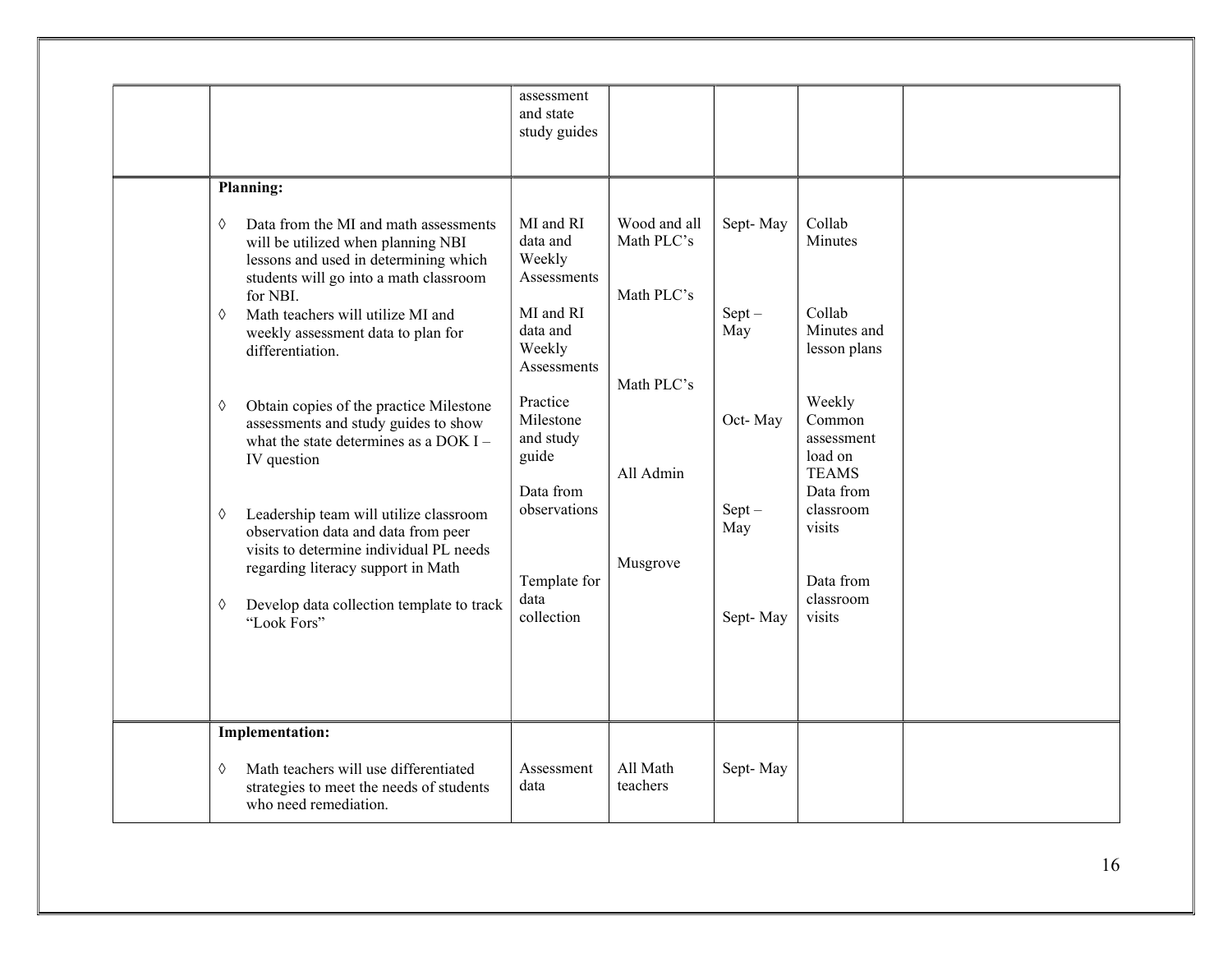| | | | | | | |
|---|---|---|---|---|---|---|
| | | assessment and state study guides | | | | |
| | **Planning:**<br><br>◊ Data from the MI and math assessments will be utilized when planning NBI lessons and used in determining which students will go into a math classroom for NBI.<br>◊ Math teachers will utilize MI and weekly assessment data to plan for differentiation.<br><br>◊ Obtain copies of the practice Milestone assessments and study guides to show what the state determines as a DOK I – IV question<br><br>◊ Leadership team will utilize classroom observation data and data from peer visits to determine individual PL needs regarding literacy support in Math<br><br>◊ Develop data collection template to track "Look Fors" | MI and RI data and Weekly Assessments<br><br>MI and RI data and Weekly Assessments<br><br>Practice Milestone and study guide<br><br>Data from observations<br><br>Template for data collection | Wood and all Math PLC's<br><br>Math PLC's<br><br>Math PLC's<br><br>All Admin<br><br>Musgrove | Sept- May<br><br>Sept – May<br><br>Oct- May<br><br>Sept – May<br><br>Sept- May | Collab Minutes<br><br>Collab Minutes and lesson plans<br><br>Weekly Common assessment load on TEAMS<br>Data from classroom visits<br><br>Data from classroom visits | |
| | **Implementation:**<br><br>◊ Math teachers will use differentiated strategies to meet the needs of students who need remediation. | Assessment data | All Math teachers | Sept- May | | |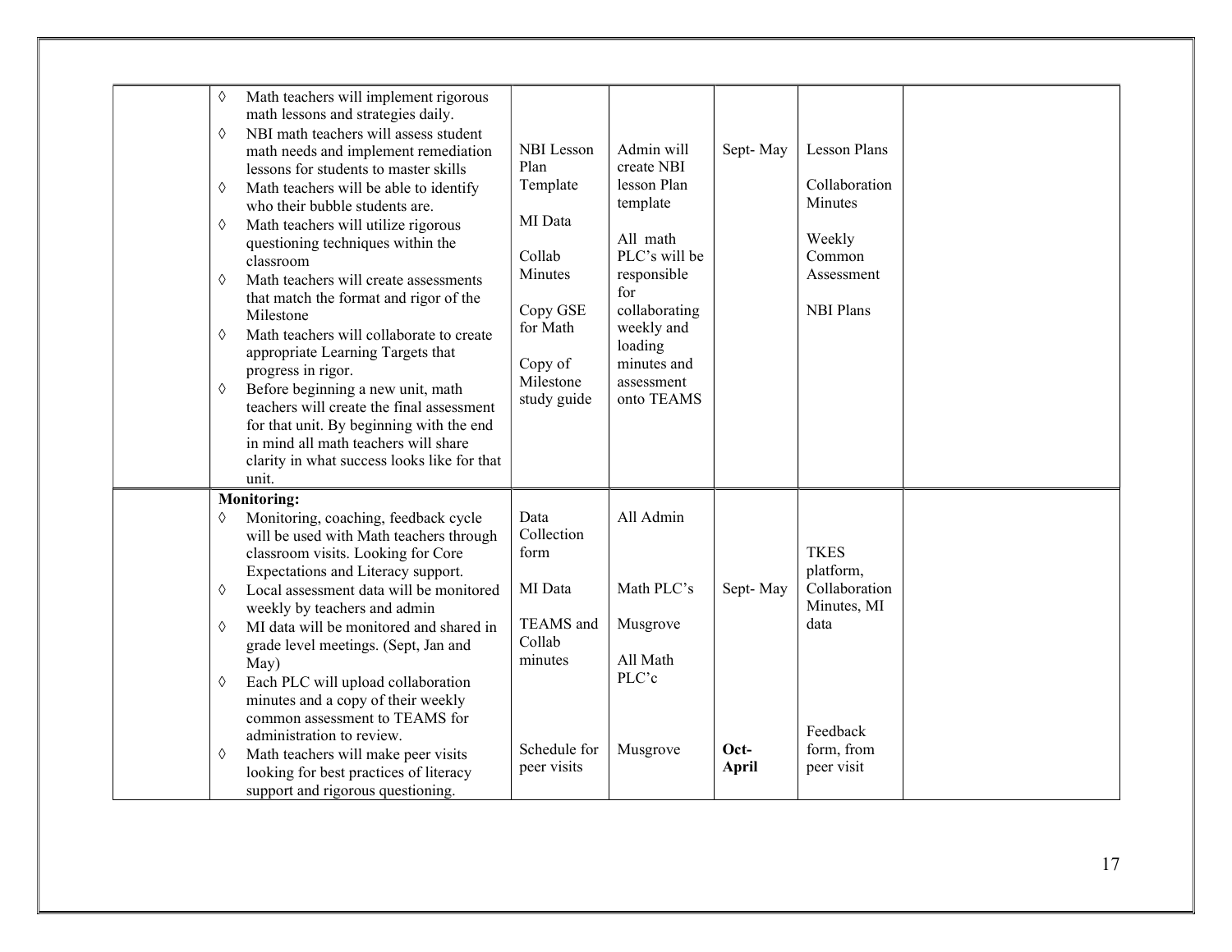| | | | | | | |
|---|---|---|---|---|---|---|
| | ◊ Math teachers will implement rigorous math lessons and strategies daily.<br>◊ NBI math teachers will assess student math needs and implement remediation lessons for students to master skills<br>◊ Math teachers will be able to identify who their bubble students are.<br>◊ Math teachers will utilize rigorous questioning techniques within the classroom<br>◊ Math teachers will create assessments that match the format and rigor of the Milestone<br>◊ Math teachers will collaborate to create appropriate Learning Targets that progress in rigor.<br>◊ Before beginning a new unit, math teachers will create the final assessment for that unit. By beginning with the end in mind all math teachers will share clarity in what success looks like for that unit. | NBI Lesson Plan Template<br><br>MI Data<br><br>Collab Minutes<br><br>Copy GSE for Math<br><br>Copy of Milestone study guide | Admin will create NBI lesson Plan template<br><br>All math PLC's will be responsible for collaborating weekly and loading minutes and assessment onto TEAMS | Sept- May | Lesson Plans<br><br>Collaboration Minutes<br><br>Weekly Common Assessment<br><br>NBI Plans | |
| | **Monitoring:**<br>◊ Monitoring, coaching, feedback cycle will be used with Math teachers through classroom visits. Looking for Core Expectations and Literacy support.<br>◊ Local assessment data will be monitored weekly by teachers and admin<br>◊ MI data will be monitored and shared in grade level meetings. (Sept, Jan and May)<br>◊ Each PLC will upload collaboration minutes and a copy of their weekly common assessment to TEAMS for administration to review.<br>◊ Math teachers will make peer visits looking for best practices of literacy support and rigorous questioning. | Data Collection form<br><br>MI Data<br><br>TEAMS and Collab minutes<br><br>Schedule for peer visits | All Admin<br><br>Math PLC's<br><br>Musgrove<br><br>All Math PLC'c<br><br>Musgrove | Sept- May<br><br>**Oct- April** | TKES platform, Collaboration Minutes, MI data<br><br>Feedback form, from peer visit | |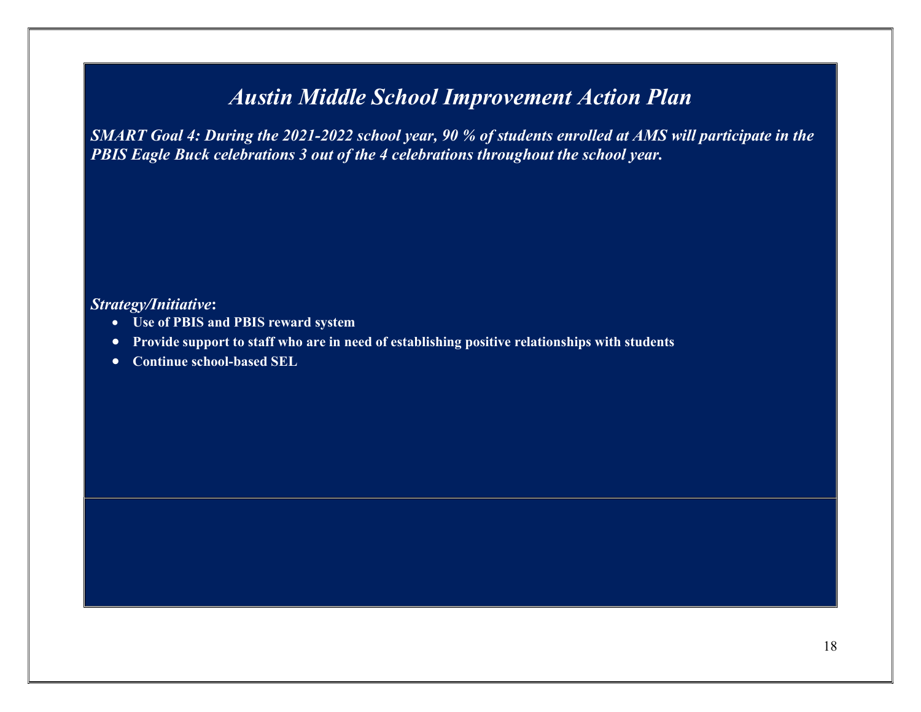# *Austin Middle School Improvement Action Plan*

***SMART Goal 4: During the 2021-2022 school year, 90 % of students enrolled at AMS will participate in the PBIS Eagle Buck celebrations 3 out of the 4 celebrations throughout the school year.***

***Strategy/Initiative*:**

- **Use of PBIS and PBIS reward system**
- **Provide support to staff who are in need of establishing positive relationships with students**
- **Continue school-based SEL**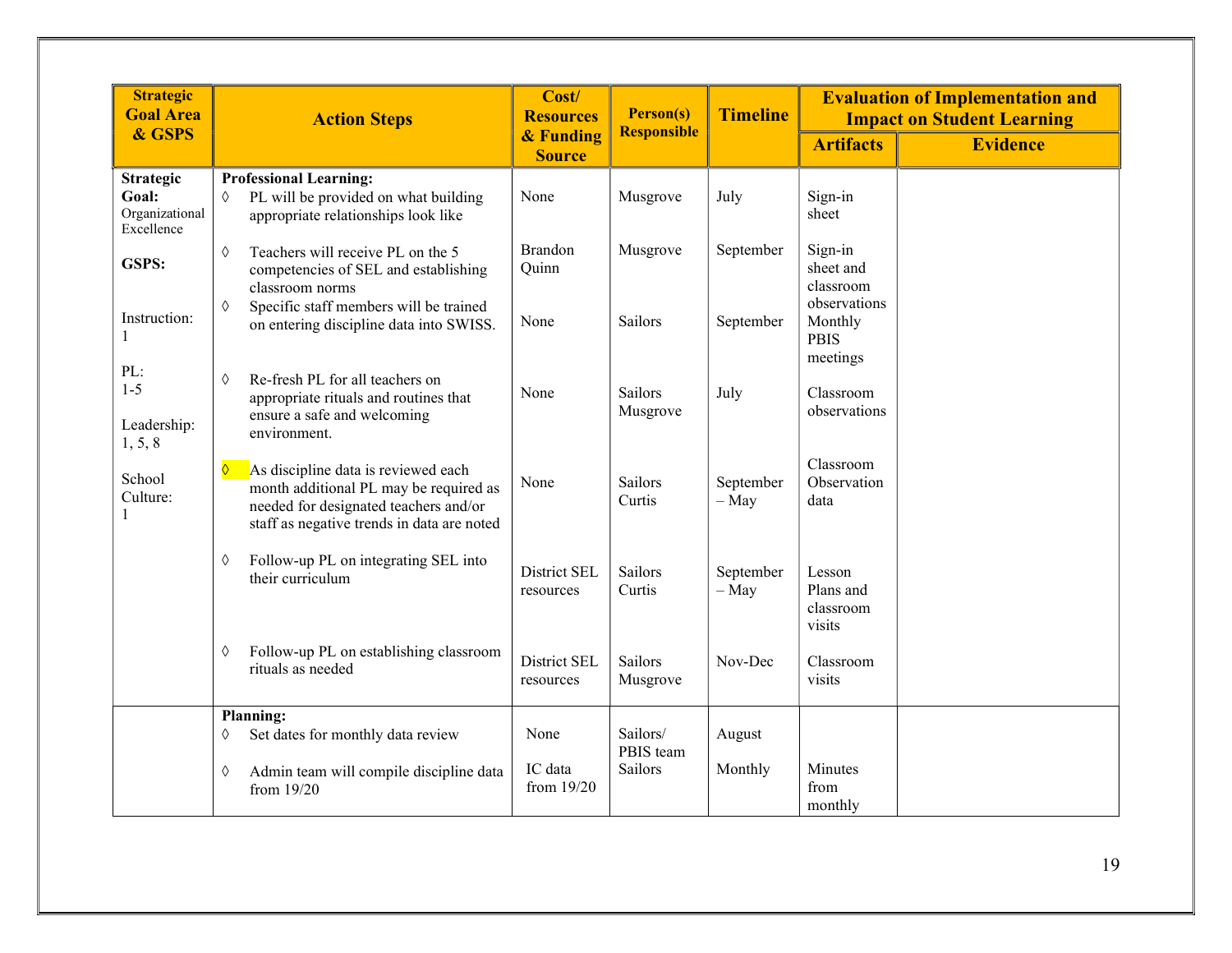| Strategic Goal Area & GSPS | Action Steps | Cost/ Resources & Funding Source | Person(s) Responsible | Timeline | Evaluation of Implementation and Impact on Student Learning | |
|---|---|---|---|---|---|---|
| | | | | | Artifacts | Evidence |
| **Strategic Goal:** Organizational Excellence<br><br>**GSPS:**<br><br>Instruction: 1<br><br>PL: 1-5<br><br>Leadership: 1, 5, 8<br><br>School Culture: 1 | **Professional Learning:**<br>◊ PL will be provided on what building appropriate relationships look like | None | Musgrove | July | Sign-in sheet | |
| | ◊ Teachers will receive PL on the 5 competencies of SEL and establishing classroom norms | Brandon Quinn | Musgrove | September | Sign-in sheet and classroom observations | |
| | ◊ Specific staff members will be trained on entering discipline data into SWISS. | None | Sailors | September | Monthly PBIS meetings | |
| | ◊ Re-fresh PL for all teachers on appropriate rituals and routines that ensure a safe and welcoming environment. | None | Sailors Musgrove | July | Classroom observations | |
| | ◊ As discipline data is reviewed each month additional PL may be required as needed for designated teachers and/or staff as negative trends in data are noted | None | Sailors Curtis | September – May | Classroom Observation data | |
| | ◊ Follow-up PL on integrating SEL into their curriculum | District SEL resources | Sailors Curtis | September – May | Lesson Plans and classroom visits | |
| | ◊ Follow-up PL on establishing classroom rituals as needed | District SEL resources | Sailors Musgrove | Nov-Dec | Classroom visits | |
| | **Planning:**<br>◊ Set dates for monthly data review | None | Sailors/ PBIS team | August | | |
| | ◊ Admin team will compile discipline data from 19/20 | IC data from 19/20 | Sailors | Monthly | Minutes from monthly | |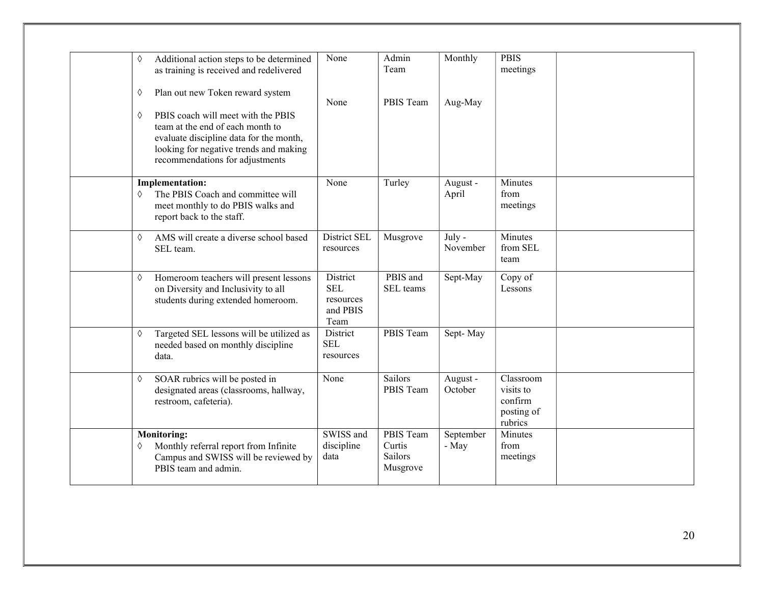|  |  |  |  |  |  |  |
|---|---|---|---|---|---|---|
|  | ◊ Additional action steps to be determined as training is received and redelivered<br><br>◊ Plan out new Token reward system<br><br>◊ PBIS coach will meet with the PBIS team at the end of each month to evaluate discipline data for the month, looking for negative trends and making recommendations for adjustments | None<br><br>None | Admin Team<br><br>PBIS Team | Monthly<br><br>Aug-May | PBIS meetings |  |
|  | **Implementation:**<br>◊ The PBIS Coach and committee will meet monthly to do PBIS walks and report back to the staff. | None | Turley | August - April | Minutes from meetings |  |
|  | ◊ AMS will create a diverse school based SEL team. | District SEL resources | Musgrove | July - November | Minutes from SEL team |  |
|  | ◊ Homeroom teachers will present lessons on Diversity and Inclusivity to all students during extended homeroom. | District SEL resources and PBIS Team | PBIS and SEL teams | Sept-May | Copy of Lessons |  |
|  | ◊ Targeted SEL lessons will be utilized as needed based on monthly discipline data. | District SEL resources | PBIS Team | Sept- May |  |  |
|  | ◊ SOAR rubrics will be posted in designated areas (classrooms, hallway, restroom, cafeteria). | None | Sailors PBIS Team | August - October | Classroom visits to confirm posting of rubrics |  |
|  | **Monitoring:**<br>◊ Monthly referral report from Infinite Campus and SWISS will be reviewed by PBIS team and admin. | SWISS and discipline data | PBIS Team Curtis Sailors Musgrove | September - May | Minutes from meetings |  |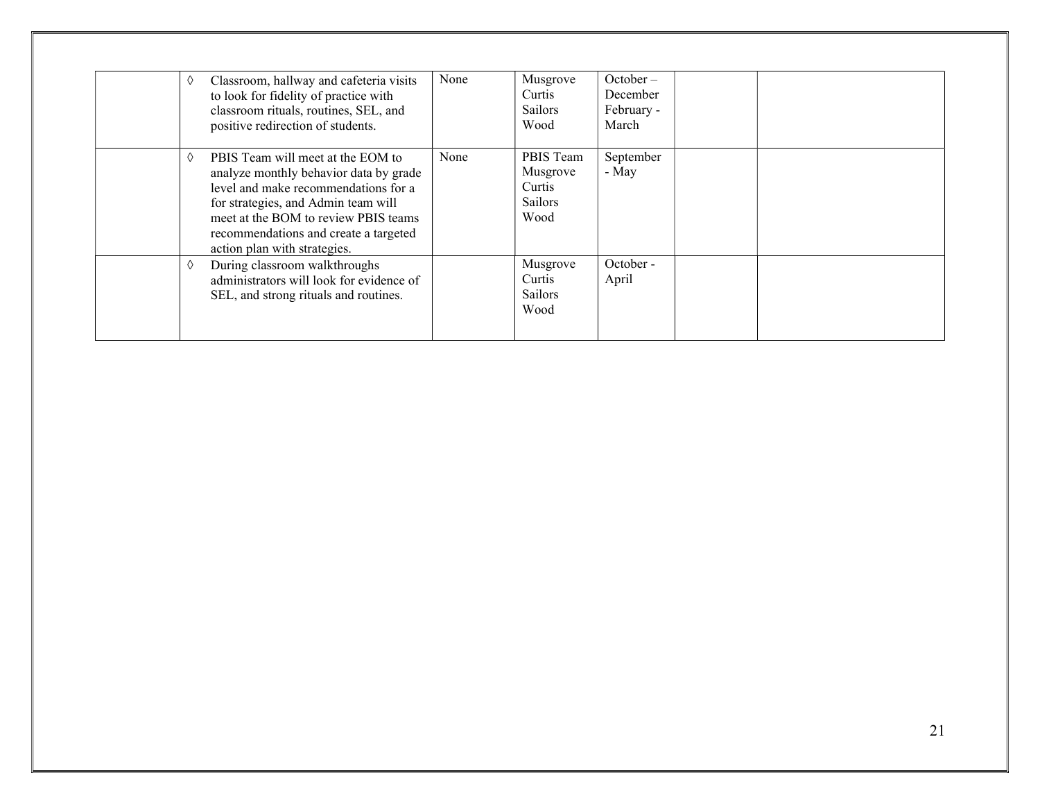| | | | | | | |
|---|---|---|---|---|---|---|
| | ◊ Classroom, hallway and cafeteria visits to look for fidelity of practice with classroom rituals, routines, SEL, and positive redirection of students. | None | Musgrove<br>Curtis<br>Sailors<br>Wood | October – December<br>February - March | | |
| | ◊ PBIS Team will meet at the EOM to analyze monthly behavior data by grade level and make recommendations for a for strategies, and Admin team will meet at the BOM to review PBIS teams recommendations and create a targeted action plan with strategies. | None | PBIS Team<br>Musgrove<br>Curtis<br>Sailors<br>Wood | September - May | | |
| | ◊ During classroom walkthroughs administrators will look for evidence of SEL, and strong rituals and routines. | | Musgrove<br>Curtis<br>Sailors<br>Wood | October - April | | |